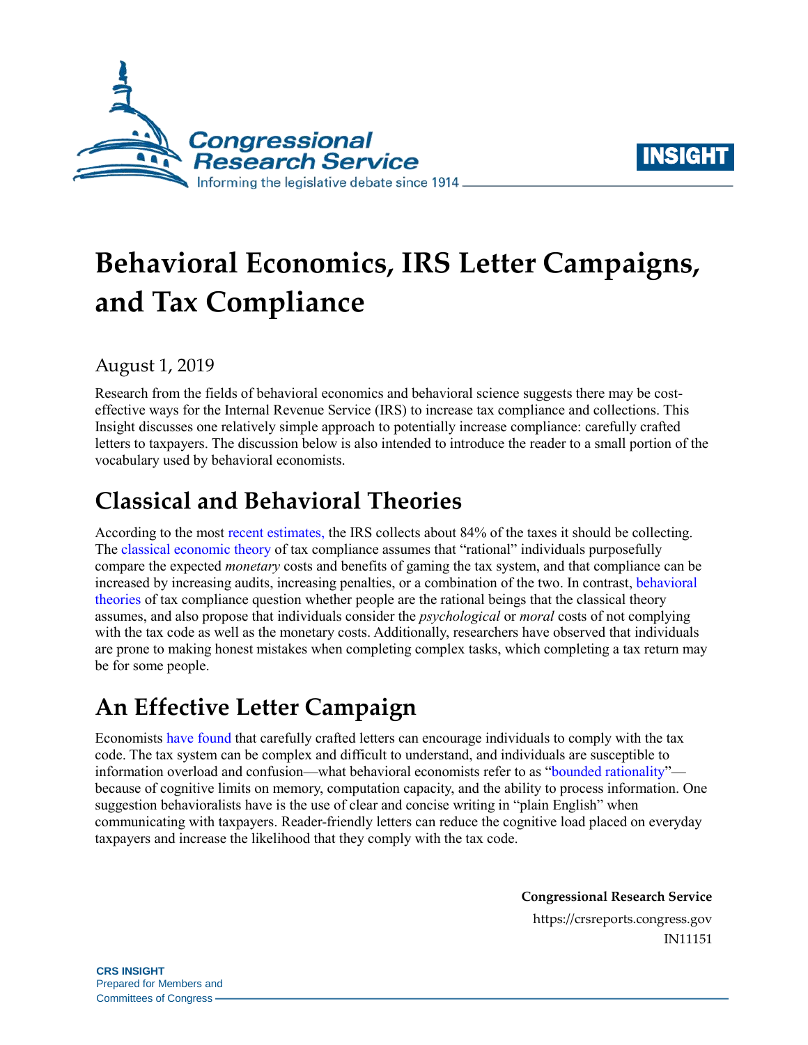# Behavioral Economics, IRS Letter Campaigns, and Tax Compliance

August 1, 2019

Research from the fields of behavioral economics and behavioral science suggests there may be cost-effective ways for the Internal Revenue Service (IRS) to increase tax compliance and collections. This Insight discusses one relatively simple approach to potentially increase compliance: carefully crafted letters to taxpayers. The discussion below is also intended to introduce the reader to a small portion of the vocabulary used by behavioral economists.

## Classical and Behavioral Theories

According to the most recent estimates, the IRS collects about 84% of the taxes it should be collecting. The classical economic theory of tax compliance assumes that "rational" individuals purposefully compare the expected *monetary* costs and benefits of gaming the tax system, and that compliance can be increased by increasing audits, increasing penalties, or a combination of the two. In contrast, behavioral theories of tax compliance question whether people are the rational beings that the classical theory assumes, and also propose that individuals consider the *psychological* or *moral* costs of not complying with the tax code as well as the monetary costs. Additionally, researchers have observed that individuals are prone to making honest mistakes when completing complex tasks, which completing a tax return may be for some people.

## An Effective Letter Campaign

Economists have found that carefully crafted letters can encourage individuals to comply with the tax code. The tax system can be complex and difficult to understand, and individuals are susceptible to information overload and confusion—what behavioral economists refer to as "bounded rationality"—because of cognitive limits on memory, computation capacity, and the ability to process information. One suggestion behavioralists have is the use of clear and concise writing in "plain English" when communicating with taxpayers. Reader-friendly letters can reduce the cognitive load placed on everyday taxpayers and increase the likelihood that they comply with the tax code.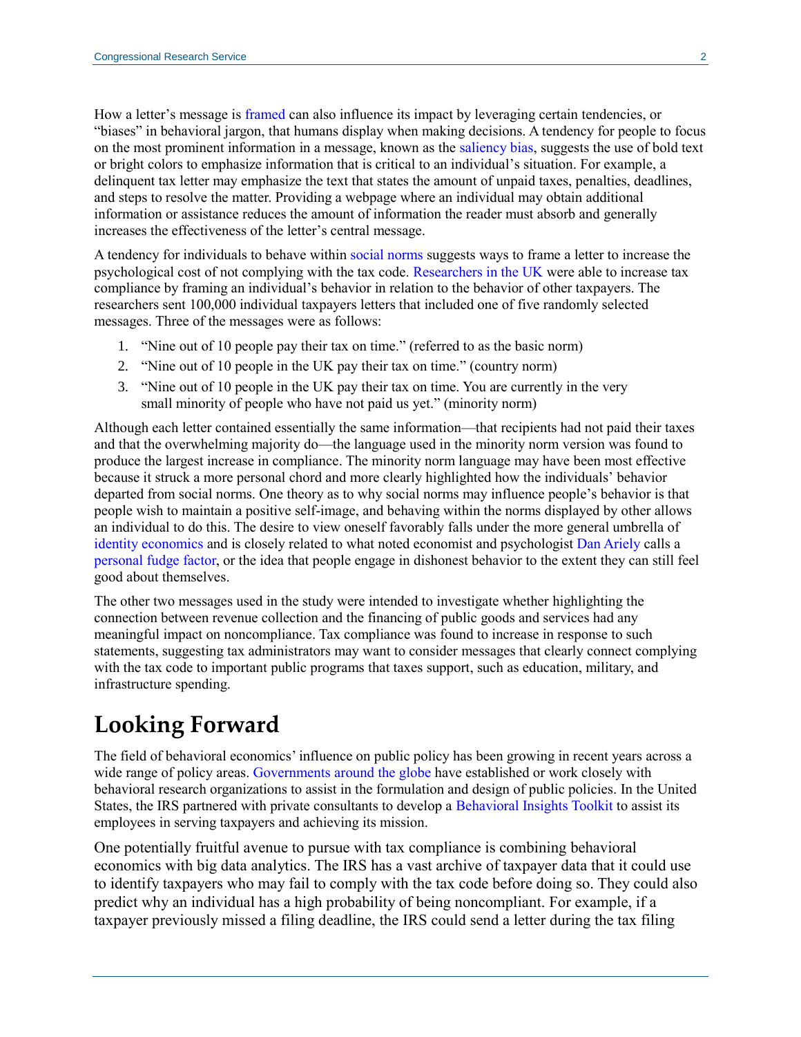How a letter's message is framed can also influence its impact by leveraging certain tendencies, or "biases" in behavioral jargon, that humans display when making decisions. A tendency for people to focus on the most prominent information in a message, known as the saliency bias, suggests the use of bold text or bright colors to emphasize information that is critical to an individual's situation. For example, a delinquent tax letter may emphasize the text that states the amount of unpaid taxes, penalties, deadlines, and steps to resolve the matter. Providing a webpage where an individual may obtain additional information or assistance reduces the amount of information the reader must absorb and generally increases the effectiveness of the letter's central message.

A tendency for individuals to behave within social norms suggests ways to frame a letter to increase the psychological cost of not complying with the tax code. Researchers in the UK were able to increase tax compliance by framing an individual's behavior in relation to the behavior of other taxpayers. The researchers sent 100,000 individual taxpayers letters that included one of five randomly selected messages. Three of the messages were as follows:

1. "Nine out of 10 people pay their tax on time." (referred to as the basic norm)
2. "Nine out of 10 people in the UK pay their tax on time." (country norm)
3. "Nine out of 10 people in the UK pay their tax on time. You are currently in the very small minority of people who have not paid us yet." (minority norm)

Although each letter contained essentially the same information—that recipients had not paid their taxes and that the overwhelming majority do—the language used in the minority norm version was found to produce the largest increase in compliance. The minority norm language may have been most effective because it struck a more personal chord and more clearly highlighted how the individuals' behavior departed from social norms. One theory as to why social norms may influence people's behavior is that people wish to maintain a positive self-image, and behaving within the norms displayed by other allows an individual to do this. The desire to view oneself favorably falls under the more general umbrella of identity economics and is closely related to what noted economist and psychologist Dan Ariely calls a personal fudge factor, or the idea that people engage in dishonest behavior to the extent they can still feel good about themselves.

The other two messages used in the study were intended to investigate whether highlighting the connection between revenue collection and the financing of public goods and services had any meaningful impact on noncompliance. Tax compliance was found to increase in response to such statements, suggesting tax administrators may want to consider messages that clearly connect complying with the tax code to important public programs that taxes support, such as education, military, and infrastructure spending.

## Looking Forward

The field of behavioral economics' influence on public policy has been growing in recent years across a wide range of policy areas. Governments around the globe have established or work closely with behavioral research organizations to assist in the formulation and design of public policies. In the United States, the IRS partnered with private consultants to develop a Behavioral Insights Toolkit to assist its employees in serving taxpayers and achieving its mission.

One potentially fruitful avenue to pursue with tax compliance is combining behavioral economics with big data analytics. The IRS has a vast archive of taxpayer data that it could use to identify taxpayers who may fail to comply with the tax code before doing so. They could also predict why an individual has a high probability of being noncompliant. For example, if a taxpayer previously missed a filing deadline, the IRS could send a letter during the tax filing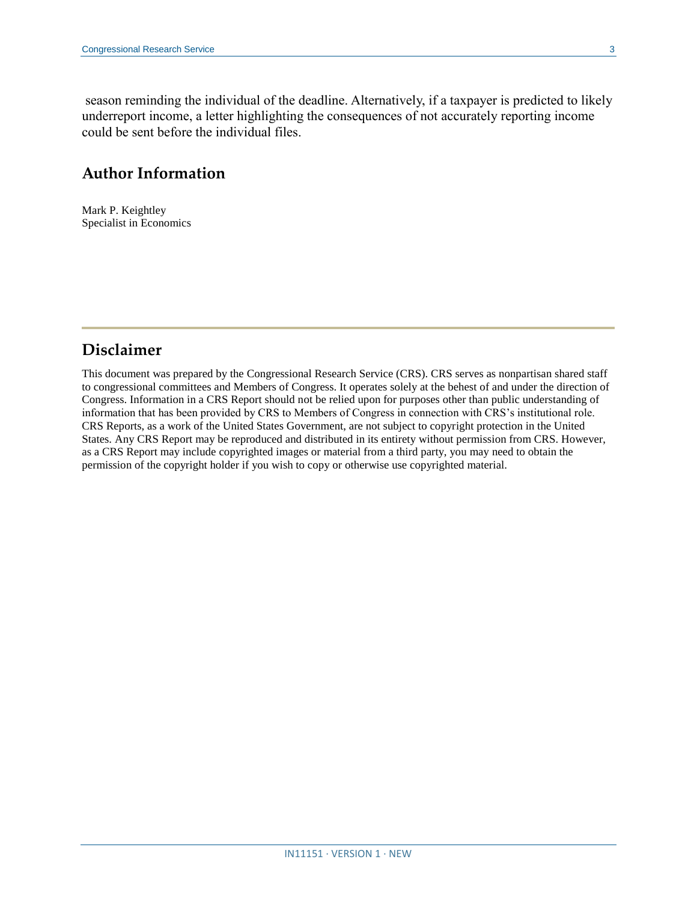season reminding the individual of the deadline. Alternatively, if a taxpayer is predicted to likely underreport income, a letter highlighting the consequences of not accurately reporting income could be sent before the individual files.

## Author Information

Mark P. Keightley
Specialist in Economics

## Disclaimer

This document was prepared by the Congressional Research Service (CRS). CRS serves as nonpartisan shared staff to congressional committees and Members of Congress. It operates solely at the behest of and under the direction of Congress. Information in a CRS Report should not be relied upon for purposes other than public understanding of information that has been provided by CRS to Members of Congress in connection with CRS's institutional role. CRS Reports, as a work of the United States Government, are not subject to copyright protection in the United States. Any CRS Report may be reproduced and distributed in its entirety without permission from CRS. However, as a CRS Report may include copyrighted images or material from a third party, you may need to obtain the permission of the copyright holder if you wish to copy or otherwise use copyrighted material.